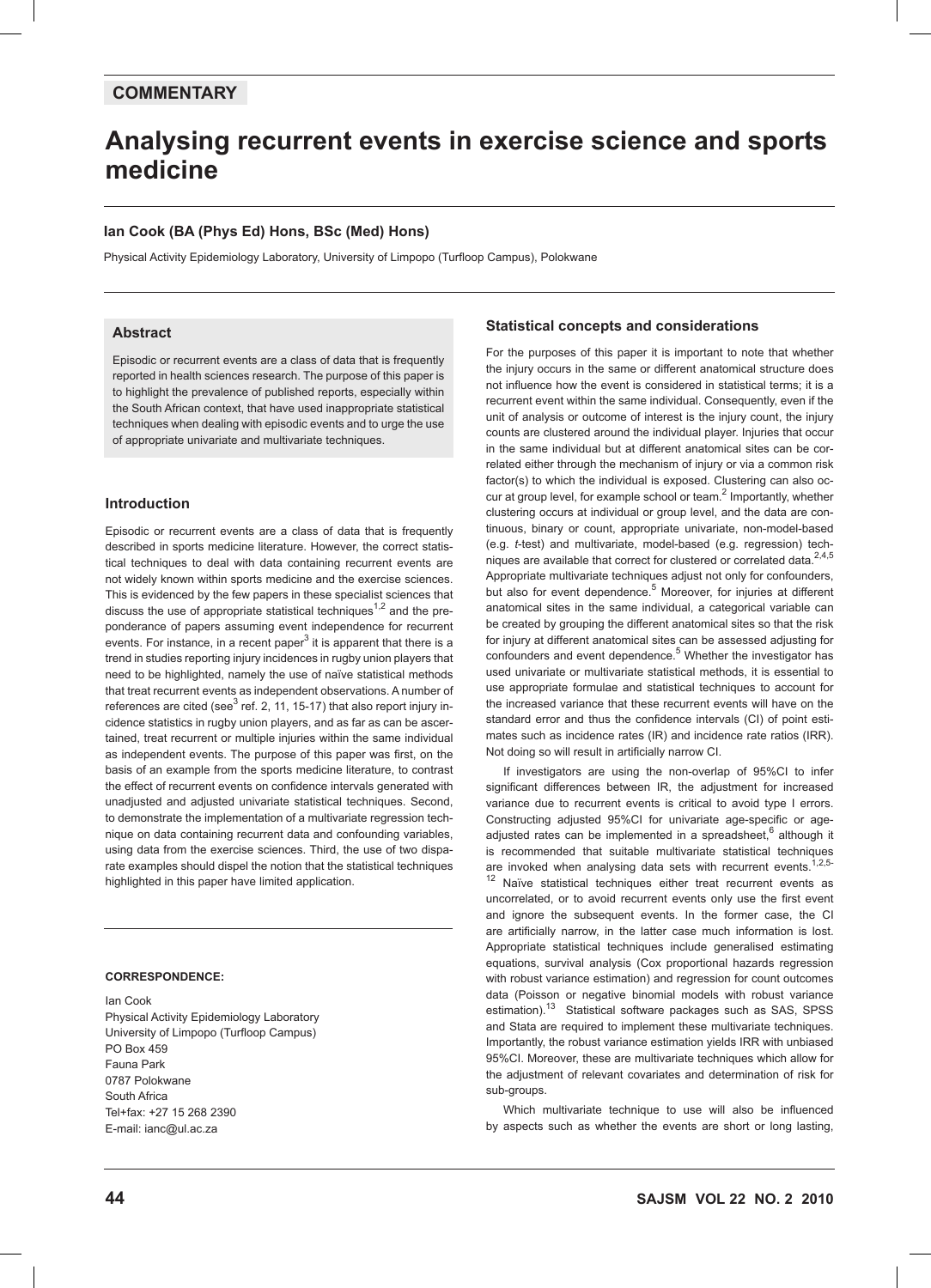COMMENTARY

# Analysing recurrent events in exercise science and sports medicine

**Ian Cook (BA (Phys Ed) Hons, BSc (Med) Hons)**

Physical Activity Epidemiology Laboratory, University of Limpopo (Turfloop Campus), Polokwane

## Abstract

Episodic or recurrent events are a class of data that is frequently reported in health sciences research. The purpose of this paper is to highlight the prevalence of published reports, especially within the South African context, that have used inappropriate statistical techniques when dealing with episodic events and to urge the use of appropriate univariate and multivariate techniques.

## Introduction

Episodic or recurrent events are a class of data that is frequently described in sports medicine literature. However, the correct statistical techniques to deal with data containing recurrent events are not widely known within sports medicine and the exercise sciences. This is evidenced by the few papers in these specialist sciences that discuss the use of appropriate statistical techniques[1,2] and the preponderance of papers assuming event independence for recurrent events. For instance, in a recent paper[3] it is apparent that there is a trend in studies reporting injury incidences in rugby union players that need to be highlighted, namely the use of naïve statistical methods that treat recurrent events as independent observations. A number of references are cited (see[3] ref. 2, 11, 15-17) that also report injury incidence statistics in rugby union players, and as far as can be ascertained, treat recurrent or multiple injuries within the same individual as independent events. The purpose of this paper was first, on the basis of an example from the sports medicine literature, to contrast the effect of recurrent events on confidence intervals generated with unadjusted and adjusted univariate statistical techniques. Second, to demonstrate the implementation of a multivariate regression technique on data containing recurrent data and confounding variables, using data from the exercise sciences. Third, the use of two disparate examples should dispel the notion that the statistical techniques highlighted in this paper have limited application.

**CORRESPONDENCE:**

Ian Cook
Physical Activity Epidemiology Laboratory
University of Limpopo (Turfloop Campus)
PO Box 459
Fauna Park
0787 Polokwane
South Africa
Tel+fax: +27 15 268 2390
E-mail: ianc@ul.ac.za

## Statistical concepts and considerations

For the purposes of this paper it is important to note that whether the injury occurs in the same or different anatomical structure does not influence how the event is considered in statistical terms; it is a recurrent event within the same individual. Consequently, even if the unit of analysis or outcome of interest is the injury count, the injury counts are clustered around the individual player. Injuries that occur in the same individual but at different anatomical sites can be correlated either through the mechanism of injury or via a common risk factor(s) to which the individual is exposed. Clustering can also occur at group level, for example school or team.[2] Importantly, whether clustering occurs at individual or group level, and the data are continuous, binary or count, appropriate univariate, non-model-based (e.g. *t*-test) and multivariate, model-based (e.g. regression) techniques are available that correct for clustered or correlated data.[2,4,5] Appropriate multivariate techniques adjust not only for confounders, but also for event dependence.[5] Moreover, for injuries at different anatomical sites in the same individual, a categorical variable can be created by grouping the different anatomical sites so that the risk for injury at different anatomical sites can be assessed adjusting for confounders and event dependence.[5] Whether the investigator has used univariate or multivariate statistical methods, it is essential to use appropriate formulae and statistical techniques to account for the increased variance that these recurrent events will have on the standard error and thus the confidence intervals (CI) of point estimates such as incidence rates (IR) and incidence rate ratios (IRR). Not doing so will result in artificially narrow CI.

If investigators are using the non-overlap of 95%CI to infer significant differences between IR, the adjustment for increased variance due to recurrent events is critical to avoid type I errors. Constructing adjusted 95%CI for univariate age-specific or age-adjusted rates can be implemented in a spreadsheet,[6] although it is recommended that suitable multivariate statistical techniques are invoked when analysing data sets with recurrent events.[1,2,5-12] Naïve statistical techniques either treat recurrent events as uncorrelated, or to avoid recurrent events only use the first event and ignore the subsequent events. In the former case, the CI are artificially narrow, in the latter case much information is lost. Appropriate statistical techniques include generalised estimating equations, survival analysis (Cox proportional hazards regression with robust variance estimation) and regression for count outcomes data (Poisson or negative binomial models with robust variance estimation).[13] Statistical software packages such as SAS, SPSS and Stata are required to implement these multivariate techniques. Importantly, the robust variance estimation yields IRR with unbiased 95%CI. Moreover, these are multivariate techniques which allow for the adjustment of relevant covariates and determination of risk for sub-groups.

Which multivariate technique to use will also be influenced by aspects such as whether the events are short or long lasting,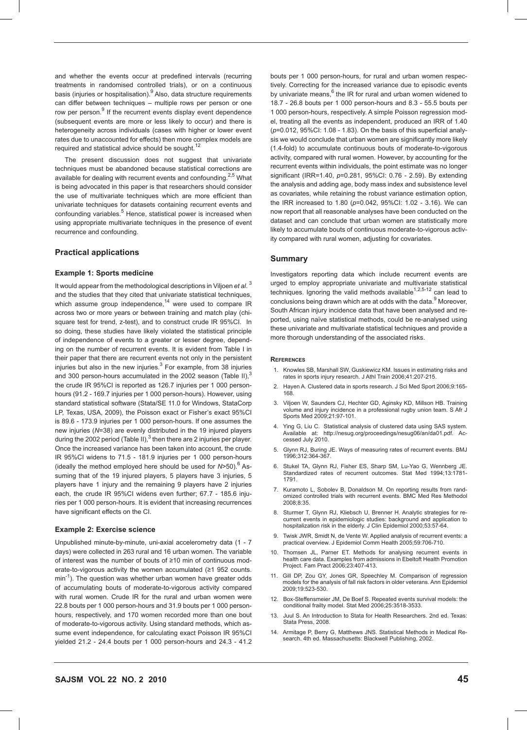and whether the events occur at predefined intervals (recurring treatments in randomised controlled trials), or on a continuous basis (injuries or hospitalisation).[9] Also, data structure requirements can differ between techniques – multiple rows per person or one row per person.[9] If the recurrent events display event dependence (subsequent events are more or less likely to occur) and there is heterogeneity across individuals (cases with higher or lower event rates due to unaccounted for effects) then more complex models are required and statistical advice should be sought.[12]

The present discussion does not suggest that univariate techniques must be abandoned because statistical corrections are available for dealing with recurrent events and confounding.[2,5] What is being advocated in this paper is that researchers should consider the use of multivariate techniques which are more efficient than univariate techniques for datasets containing recurrent events and confounding variables.[5] Hence, statistical power is increased when using appropriate multivariate techniques in the presence of event recurrence and confounding.

## Practical applications

### Example 1: Sports medicine

It would appear from the methodological descriptions in Viljoen *et al*.[3] and the studies that they cited that univariate statistical techniques, which assume group independence,[14] were used to compare IR across two or more years or between training and match play (chi-square test for trend, z-test), and to construct crude IR 95%CI. In so doing, these studies have likely violated the statistical principle of independence of events to a greater or lesser degree, depending on the number of recurrent events. It is evident from Table I in their paper that there are recurrent events not only in the persistent injuries but also in the new injuries.[3] For example, from 38 injuries and 300 person-hours accumulated in the 2002 season (Table II),[3] the crude IR 95%CI is reported as 126.7 injuries per 1 000 person-hours (91.2 - 169.7 injuries per 1 000 person-hours). However, using standard statistical software (Stata/SE 11.0 for Windows, StataCorp LP, Texas, USA, 2009), the Poisson exact or Fisher's exact 95%CI is 89.6 - 173.9 injuries per 1 000 person-hours. If one assumes the new injuries ($N$=38) are evenly distributed in the 19 injured players during the 2002 period (Table II),[3] then there are 2 injuries per player. Once the increased variance has been taken into account, the crude IR 95%CI widens to 71.5 - 181.9 injuries per 1 000 person-hours (ideally the method employed here should be used for $N$>50).[6] Assuming that of the 19 injured players, 5 players have 3 injuries, 5 players have 1 injury and the remaining 9 players have 2 injuries each, the crude IR 95%CI widens even further; 67.7 - 185.6 injuries per 1 000 person-hours. It is evident that increasing recurrences have significant effects on the CI.

### Example 2: Exercise science

Unpublished minute-by-minute, uni-axial accelerometry data (1 - 7 days) were collected in 263 rural and 16 urban women. The variable of interest was the number of bouts of ≥10 min of continuous moderate-to-vigorous activity the women accumulated (≥1 952 counts. $\text{min}^{-1}$). The question was whether urban women have greater odds of accumulating bouts of moderate-to-vigorous activity compared with rural women. Crude IR for the rural and urban women were 22.8 bouts per 1 000 person-hours and 31.9 bouts per 1 000 person-hours, respectively, and 170 women recorded more than one bout of moderate-to-vigorous activity. Using standard methods, which assume event independence, for calculating exact Poisson IR 95%CI yielded 21.2 - 24.4 bouts per 1 000 person-hours and 24.3 - 41.2 bouts per 1 000 person-hours, for rural and urban women respectively. Correcting for the increased variance due to episodic events by univariate means,[6] the IR for rural and urban women widened to 18.7 - 26.8 bouts per 1 000 person-hours and 8.3 - 55.5 bouts per 1 000 person-hours, respectively. A simple Poisson regression model, treating all the events as independent, produced an IRR of 1.40 ($p$=0.012, 95%CI: 1.08 - 1.83). On the basis of this superficial analysis we would conclude that urban women are significantly more likely (1.4-fold) to accumulate continuous bouts of moderate-to-vigorous activity, compared with rural women. However, by accounting for the recurrent events within individuals, the point estimate was no longer significant (IRR=1.40, $p$=0.281, 95%CI: 0.76 - 2.59). By extending the analysis and adding age, body mass index and subsistence level as covariates, while retaining the robust variance estimation option, the IRR increased to 1.80 ($p$=0.042, 95%CI: 1.02 - 3.16). We can now report that all reasonable analyses have been conducted on the dataset and can conclude that urban women are statistically more likely to accumulate bouts of continuous moderate-to-vigorous activity compared with rural women, adjusting for covariates.

## Summary

Investigators reporting data which include recurrent events are urged to employ appropriate univariate and multivariate statistical techniques. Ignoring the valid methods available[1,2,5-12] can lead to conclusions being drawn which are at odds with the data.[9] Moreover, South African injury incidence data that have been analysed and reported, using naïve statistical methods, could be re-analysed using these univariate and multivariate statistical techniques and provide a more thorough understanding of the associated risks.

### References

1. Knowles SB, Marshall SW, Guskiewicz KM. Issues in estimating risks and rates in sports injury research. J Athl Train 2006;41:207-215.
2. Hayen A. Clustered data in sports research. J Sci Med Sport 2006;9:165-168.
3. Viljoen W, Saunders CJ, Hechter GD, Aginsky KD, Millson HB. Training volume and injury incidence in a professional rugby union team. S Afr J Sports Med 2009;21:97-101.
4. Ying G, Liu C. Statistical analysis of clustered data using SAS system. Available at: http://nesug.org/proceedings/nesug06/an/da01.pdf. Accessed July 2010.
5. Glynn RJ, Buring JE. Ways of measuring rates of recurrent events. BMJ 1996;312:364-367.
6. Stukel TA, Glynn RJ, Fisher ES, Sharp SM, Lu-Yao G, Wennberg JE. Standardized rates of recurrent outcomes. Stat Med 1994;13:1781-1791.
7. Kuramoto L, Sobolev B, Donaldson M. On reporting results from randomized controlled trials with recurrent events. BMC Med Res Methodol 2008;8:35.
8. Sturmer T, Glynn RJ, Kliebsch U, Brenner H. Analytic strategies for recurrent events in epidemiologic studies: background and application to hospitalization risk in the elderly. J Clin Epidemiol 2000;53:57-64.
9. Twisk JWR, Smidt N, de Vente W. Applied analysis of recurrent events: a practical overview. J Epidemiol Comm Health 2005;59:706-710.
10. Thomsen JL, Parner ET. Methods for analysing recurrent events in health care data. Examples from admissions in Ebeltoft Health Promotion Project. Fam Pract 2006;23:407-413.
11. Gill DP, Zou GY, Jones GR, Speechley M. Comparison of regression models for the analysis of fall risk factors in older veterans. Ann Epidemiol 2009;19:523-530.
12. Box-Steffensmeier JM, De Boef S. Repeated events survival models: the conditional frailty model. Stat Med 2006;25:3518-3533.
13. Juul S. An Introduction to Stata for Health Researchers. 2nd ed. Texas: Stata Press, 2008.
14. Armitage P, Berry G, Matthews JNS. Statistical Methods in Medical Research. 4th ed. Massachusetts: Blackwell Publishing, 2002.